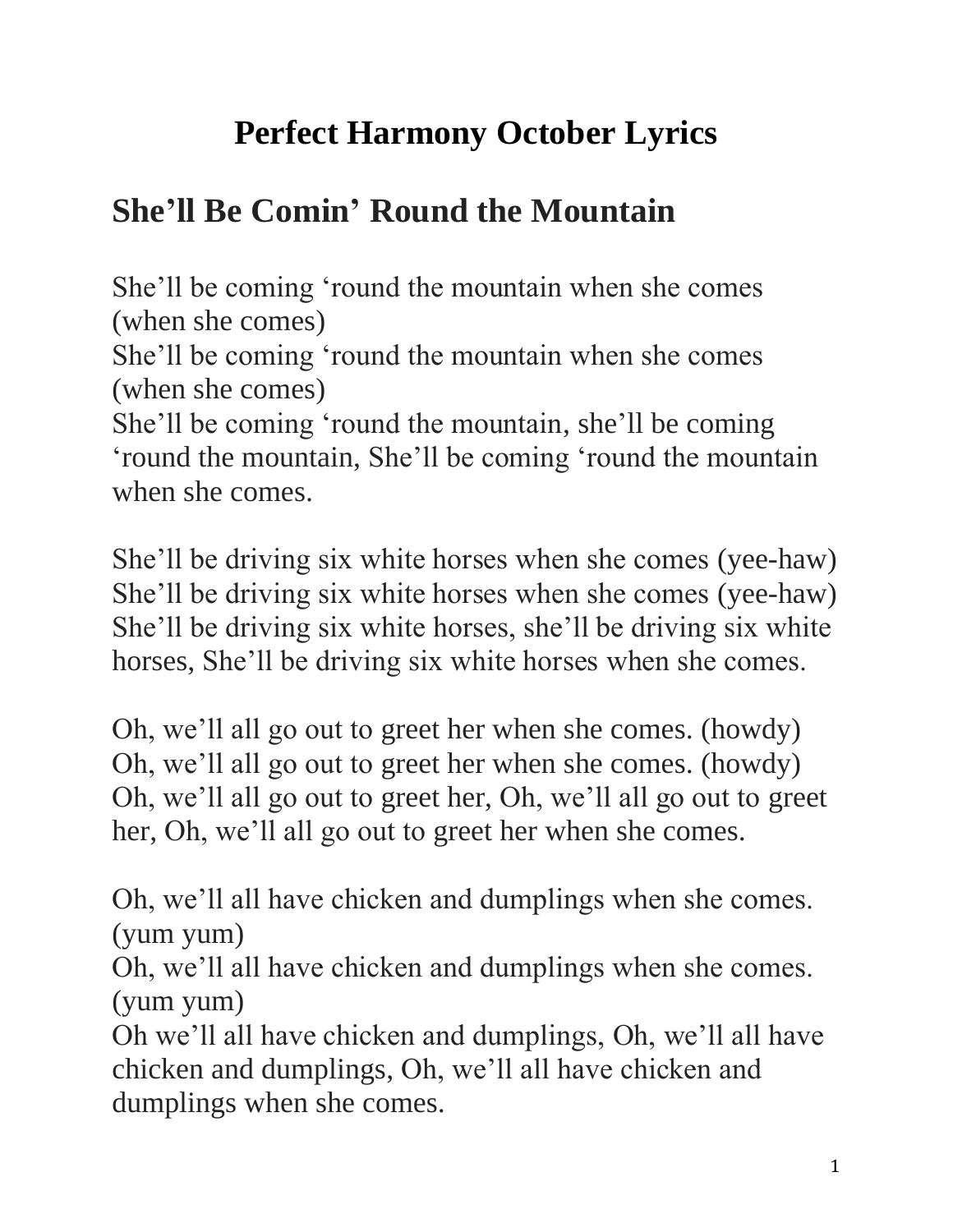# Perfect Harmony October Lyrics

## She’ll Be Comin’ Round the Mountain

She’ll be coming ‘round the mountain when she comes (when she comes)
She’ll be coming ‘round the mountain when she comes (when she comes)
She’ll be coming ‘round the mountain, she’ll be coming ‘round the mountain, She’ll be coming ‘round the mountain when she comes.

She’ll be driving six white horses when she comes (yee-haw)
She’ll be driving six white horses when she comes (yee-haw)
She’ll be driving six white horses, she’ll be driving six white horses, She’ll be driving six white horses when she comes.

Oh, we’ll all go out to greet her when she comes. (howdy)
Oh, we’ll all go out to greet her when she comes. (howdy)
Oh, we’ll all go out to greet her, Oh, we’ll all go out to greet her, Oh, we’ll all go out to greet her when she comes.

Oh, we’ll all have chicken and dumplings when she comes. (yum yum)
Oh, we’ll all have chicken and dumplings when she comes. (yum yum)
Oh we’ll all have chicken and dumplings, Oh, we’ll all have chicken and dumplings, Oh, we’ll all have chicken and dumplings when she comes.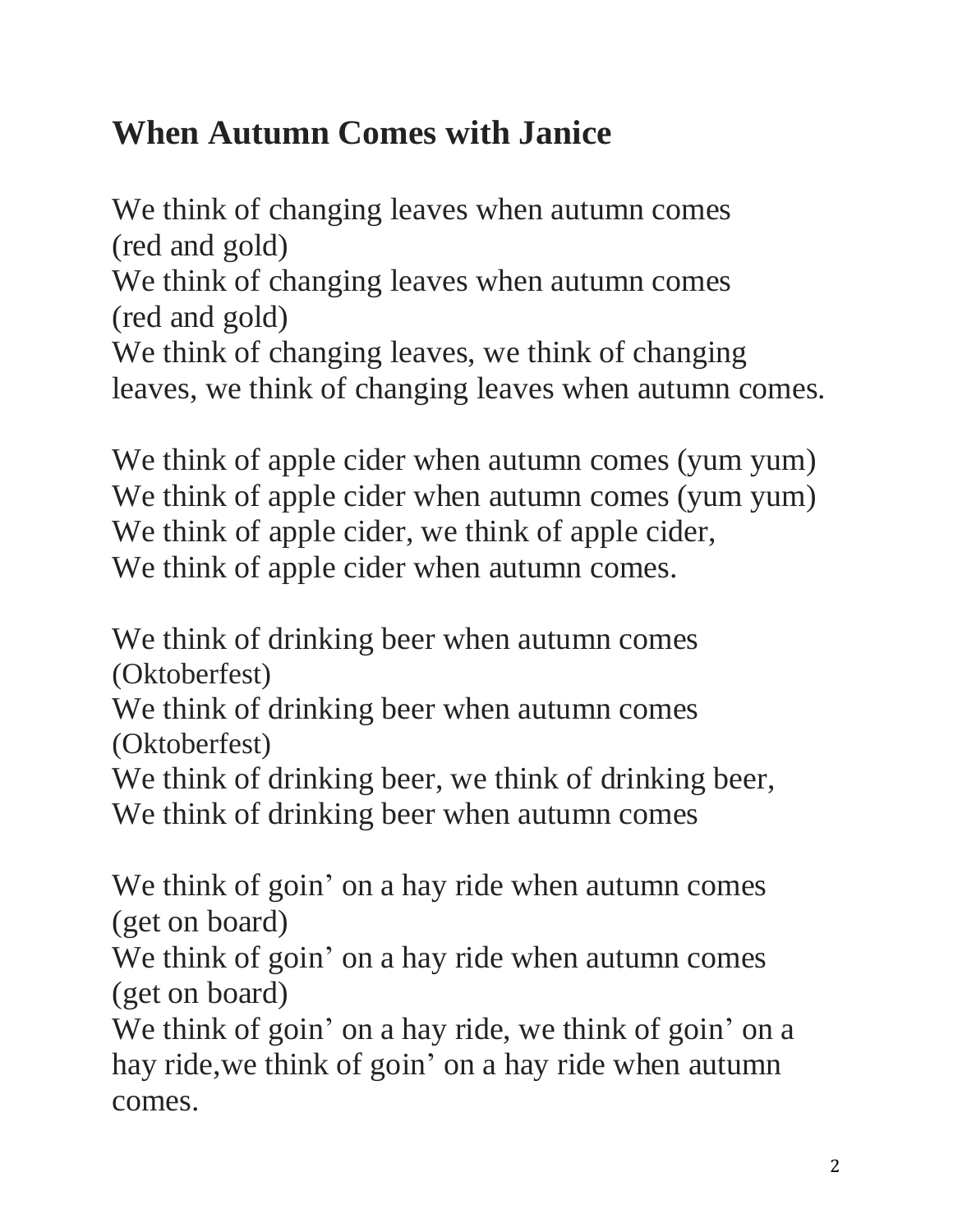## When Autumn Comes with Janice

We think of changing leaves when autumn comes
(red and gold)
We think of changing leaves when autumn comes
(red and gold)
We think of changing leaves, we think of changing leaves, we think of changing leaves when autumn comes.

We think of apple cider when autumn comes (yum yum)
We think of apple cider when autumn comes (yum yum)
We think of apple cider, we think of apple cider,
We think of apple cider when autumn comes.

We think of drinking beer when autumn comes
(Oktoberfest)
We think of drinking beer when autumn comes
(Oktoberfest)
We think of drinking beer, we think of drinking beer,
We think of drinking beer when autumn comes

We think of goin' on a hay ride when autumn comes
(get on board)
We think of goin' on a hay ride when autumn comes
(get on board)
We think of goin' on a hay ride, we think of goin' on a hay ride,we think of goin' on a hay ride when autumn comes.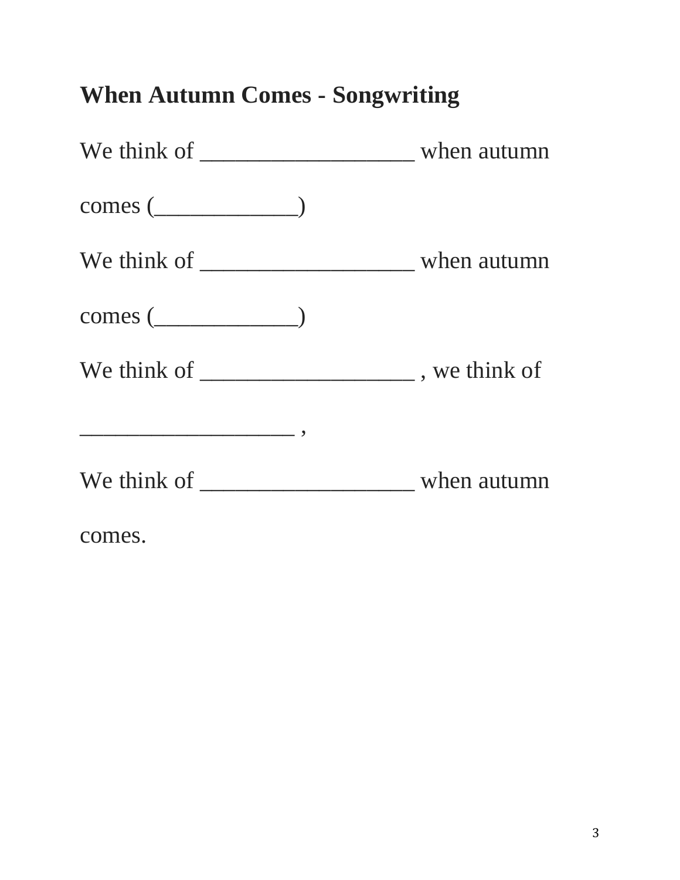**When Autumn Comes - Songwriting**

We think of __________________ when autumn comes (____________)

We think of __________________ when autumn comes (____________)

We think of __________________ , we think of __________________ ,

We think of __________________ when autumn comes.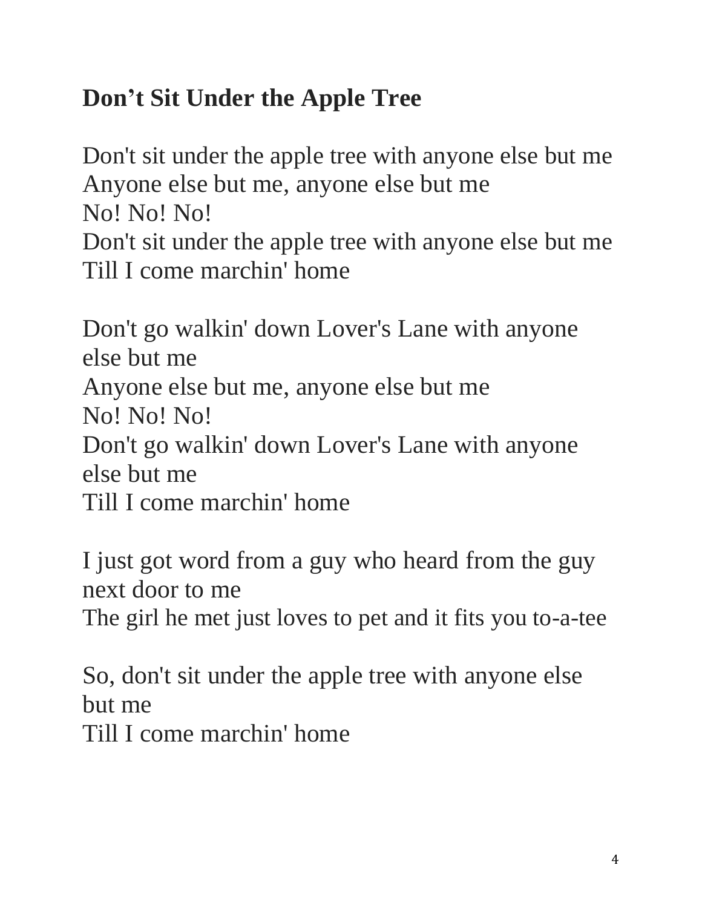## Don’t Sit Under the Apple Tree

Don't sit under the apple tree with anyone else but me
Anyone else but me, anyone else but me
No! No! No!
Don't sit under the apple tree with anyone else but me
Till I come marchin' home

Don't go walkin' down Lover's Lane with anyone else but me
Anyone else but me, anyone else but me
No! No! No!
Don't go walkin' down Lover's Lane with anyone else but me
Till I come marchin' home

I just got word from a guy who heard from the guy next door to me
The girl he met just loves to pet and it fits you to-a-tee

So, don't sit under the apple tree with anyone else but me
Till I come marchin' home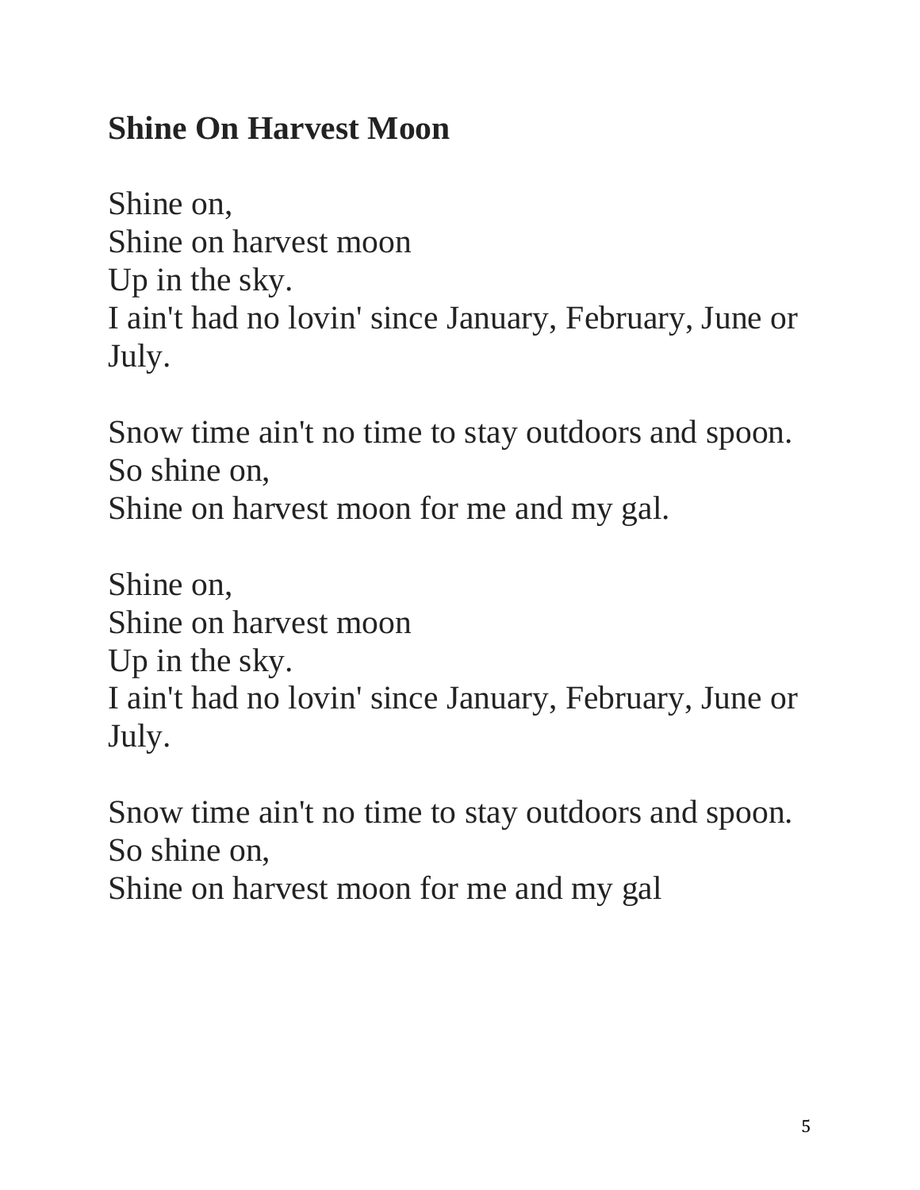## Shine On Harvest Moon

Shine on,
Shine on harvest moon
Up in the sky.
I ain't had no lovin' since January, February, June or July.

Snow time ain't no time to stay outdoors and spoon.
So shine on,
Shine on harvest moon for me and my gal.

Shine on,
Shine on harvest moon
Up in the sky.
I ain't had no lovin' since January, February, June or July.

Snow time ain't no time to stay outdoors and spoon.
So shine on,
Shine on harvest moon for me and my gal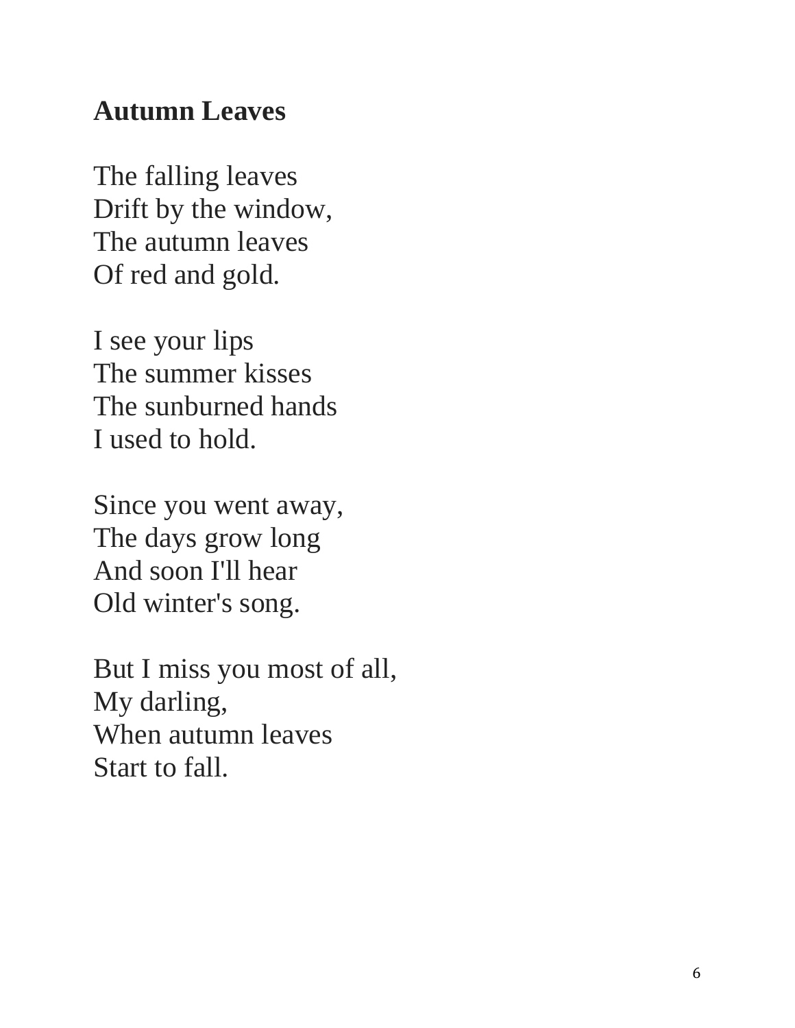**Autumn Leaves**

The falling leaves
Drift by the window,
The autumn leaves
Of red and gold.

I see your lips
The summer kisses
The sunburned hands
I used to hold.

Since you went away,
The days grow long
And soon I'll hear
Old winter's song.

But I miss you most of all,
My darling,
When autumn leaves
Start to fall.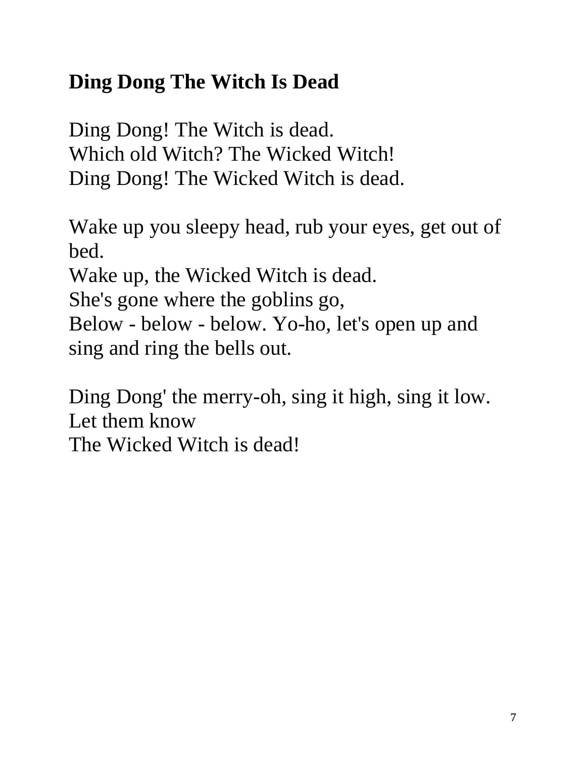## Ding Dong The Witch Is Dead

Ding Dong! The Witch is dead.
Which old Witch? The Wicked Witch!
Ding Dong! The Wicked Witch is dead.

Wake up you sleepy head, rub your eyes, get out of bed.
Wake up, the Wicked Witch is dead.
She's gone where the goblins go,
Below - below - below. Yo-ho, let's open up and sing and ring the bells out.

Ding Dong' the merry-oh, sing it high, sing it low.
Let them know
The Wicked Witch is dead!